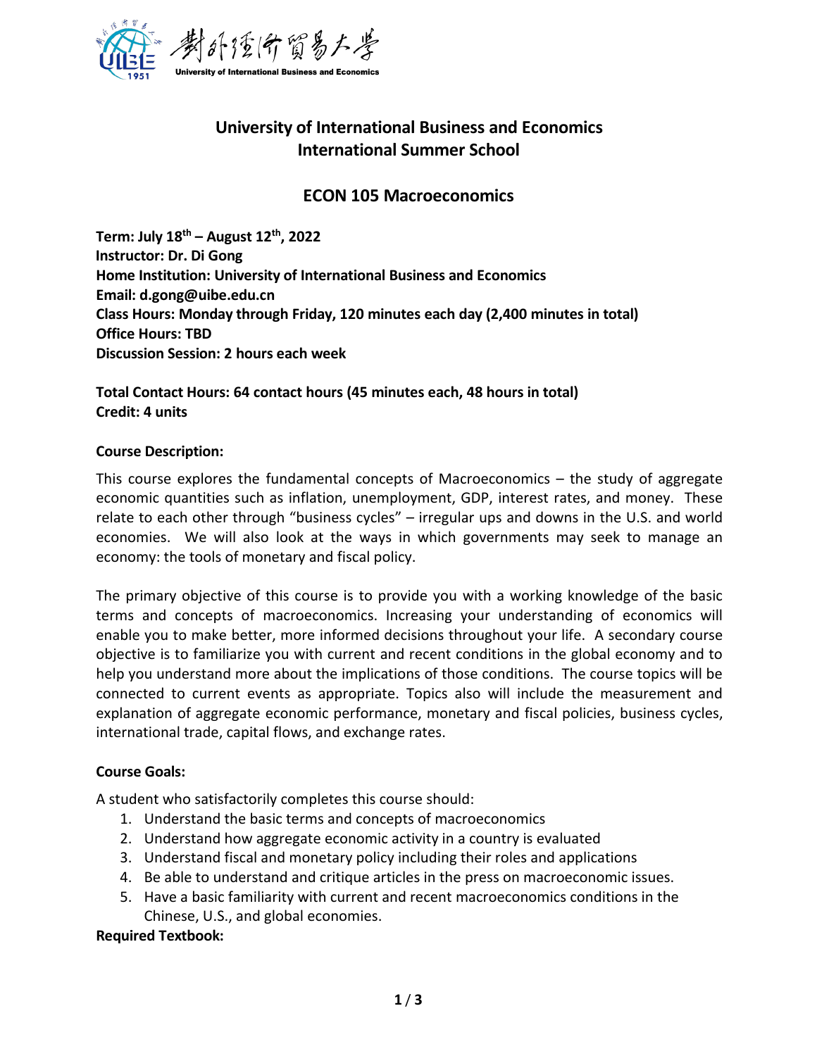University of International Business and Economics

# University of International Business and Economics
# International Summer School

## ECON 105 Macroeconomics

**Term: July 18th – August 12th, 2022**
**Instructor: Dr. Di Gong**
**Home Institution: University of International Business and Economics**
**Email: d.gong@uibe.edu.cn**
**Class Hours: Monday through Friday, 120 minutes each day (2,400 minutes in total)**
**Office Hours: TBD**
**Discussion Session: 2 hours each week**

**Total Contact Hours: 64 contact hours (45 minutes each, 48 hours in total)**
**Credit: 4 units**

**Course Description:**

This course explores the fundamental concepts of Macroeconomics – the study of aggregate economic quantities such as inflation, unemployment, GDP, interest rates, and money. These relate to each other through "business cycles" – irregular ups and downs in the U.S. and world economies. We will also look at the ways in which governments may seek to manage an economy: the tools of monetary and fiscal policy.

The primary objective of this course is to provide you with a working knowledge of the basic terms and concepts of macroeconomics. Increasing your understanding of economics will enable you to make better, more informed decisions throughout your life. A secondary course objective is to familiarize you with current and recent conditions in the global economy and to help you understand more about the implications of those conditions. The course topics will be connected to current events as appropriate. Topics also will include the measurement and explanation of aggregate economic performance, monetary and fiscal policies, business cycles, international trade, capital flows, and exchange rates.

**Course Goals:**

A student who satisfactorily completes this course should:

1. Understand the basic terms and concepts of macroeconomics
2. Understand how aggregate economic activity in a country is evaluated
3. Understand fiscal and monetary policy including their roles and applications
4. Be able to understand and critique articles in the press on macroeconomic issues.
5. Have a basic familiarity with current and recent macroeconomics conditions in the Chinese, U.S., and global economies.

**Required Textbook:**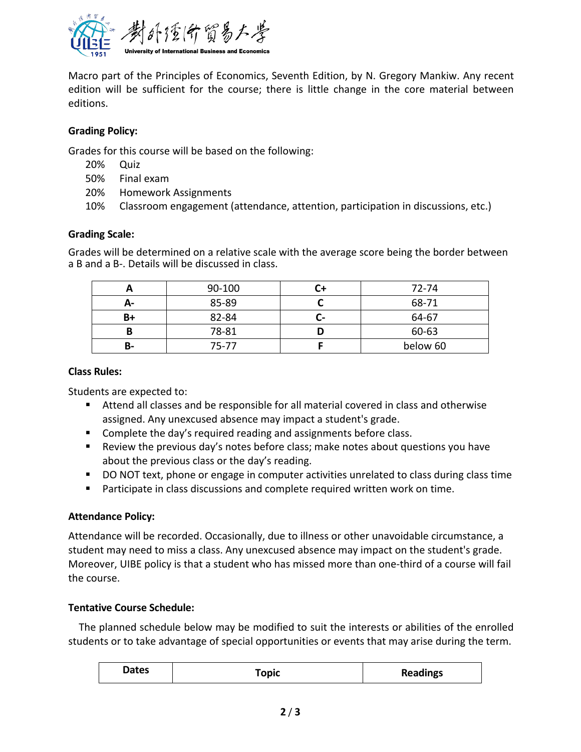Macro part of the Principles of Economics, Seventh Edition, by N. Gregory Mankiw. Any recent edition will be sufficient for the course; there is little change in the core material between editions.

**Grading Policy:**

Grades for this course will be based on the following:

- 20% Quiz
- 50% Final exam
- 20% Homework Assignments
- 10% Classroom engagement (attendance, attention, participation in discussions, etc.)

**Grading Scale:**

Grades will be determined on a relative scale with the average score being the border between a B and a B-. Details will be discussed in class.

| **A** | 90-100 | **C+** | 72-74 |
|---|---|---|---|
| **A-** | 85-89 | **C** | 68-71 |
| **B+** | 82-84 | **C-** | 64-67 |
| **B** | 78-81 | **D** | 60-63 |
| **B-** | 75-77 | **F** | below 60 |

**Class Rules:**

Students are expected to:

- Attend all classes and be responsible for all material covered in class and otherwise assigned. Any unexcused absence may impact a student's grade.
- Complete the day's required reading and assignments before class.
- Review the previous day's notes before class; make notes about questions you have about the previous class or the day's reading.
- DO NOT text, phone or engage in computer activities unrelated to class during class time
- Participate in class discussions and complete required written work on time.

**Attendance Policy:**

Attendance will be recorded. Occasionally, due to illness or other unavoidable circumstance, a student may need to miss a class. Any unexcused absence may impact on the student's grade. Moreover, UIBE policy is that a student who has missed more than one-third of a course will fail the course.

**Tentative Course Schedule:**

The planned schedule below may be modified to suit the interests or abilities of the enrolled students or to take advantage of special opportunities or events that may arise during the term.

| **Dates** | **Topic** | **Readings** |
|---|---|---|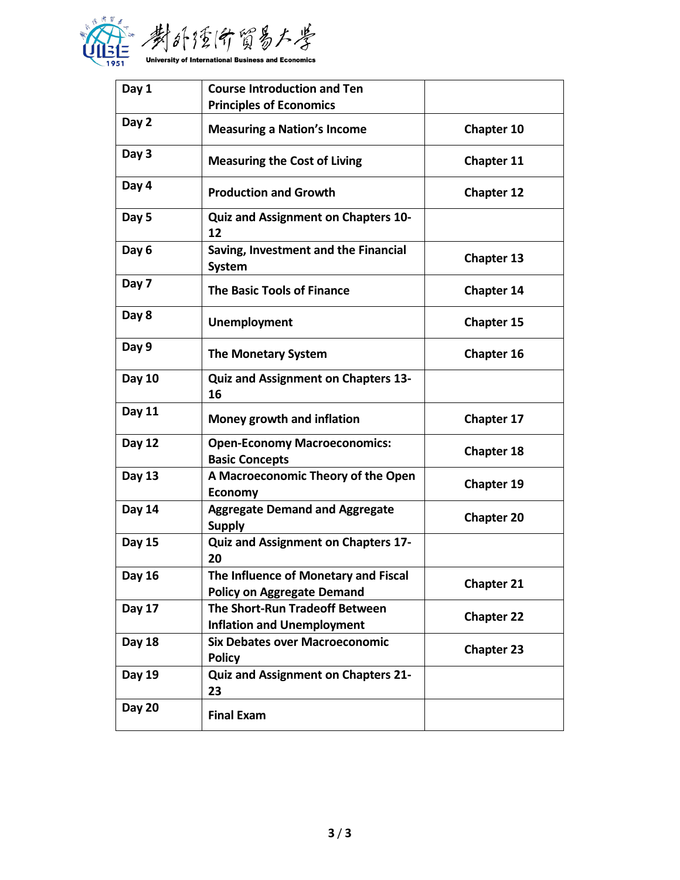| | | |
|---|---|---|
| **Day 1** | **Course Introduction and Ten Principles of Economics** | |
| **Day 2** | **Measuring a Nation's Income** | **Chapter 10** |
| **Day 3** | **Measuring the Cost of Living** | **Chapter 11** |
| **Day 4** | **Production and Growth** | **Chapter 12** |
| **Day 5** | **Quiz and Assignment on Chapters 10-12** | |
| **Day 6** | **Saving, Investment and the Financial System** | **Chapter 13** |
| **Day 7** | **The Basic Tools of Finance** | **Chapter 14** |
| **Day 8** | **Unemployment** | **Chapter 15** |
| **Day 9** | **The Monetary System** | **Chapter 16** |
| **Day 10** | **Quiz and Assignment on Chapters 13-16** | |
| **Day 11** | **Money growth and inflation** | **Chapter 17** |
| **Day 12** | **Open-Economy Macroeconomics: Basic Concepts** | **Chapter 18** |
| **Day 13** | **A Macroeconomic Theory of the Open Economy** | **Chapter 19** |
| **Day 14** | **Aggregate Demand and Aggregate Supply** | **Chapter 20** |
| **Day 15** | **Quiz and Assignment on Chapters 17-20** | |
| **Day 16** | **The Influence of Monetary and Fiscal Policy on Aggregate Demand** | **Chapter 21** |
| **Day 17** | **The Short-Run Tradeoff Between Inflation and Unemployment** | **Chapter 22** |
| **Day 18** | **Six Debates over Macroeconomic Policy** | **Chapter 23** |
| **Day 19** | **Quiz and Assignment on Chapters 21-23** | |
| **Day 20** | **Final Exam** | |